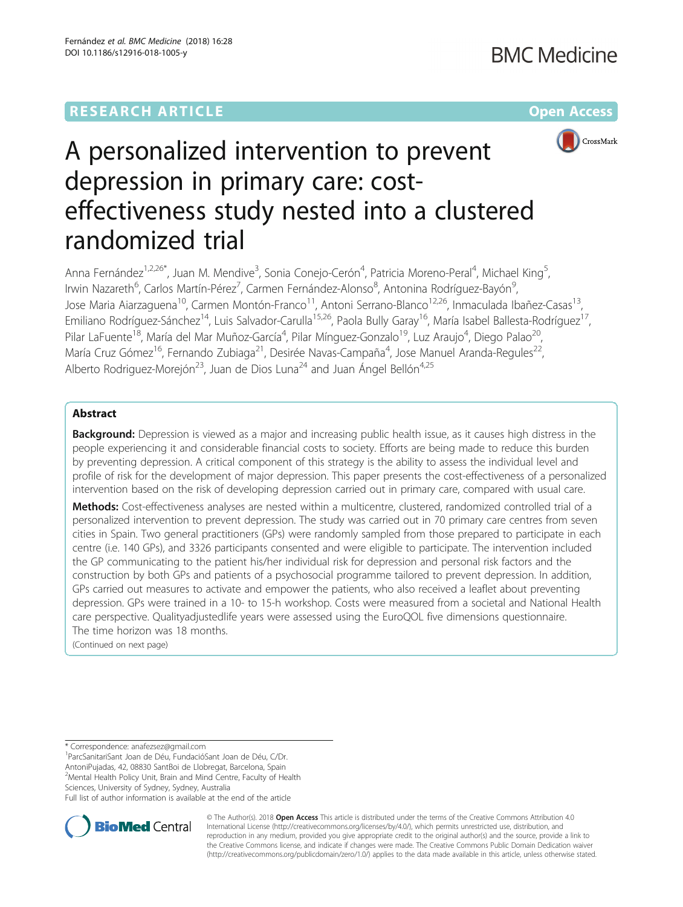RESEARCH ARTICLE

Open Access

# A personalized intervention to prevent depression in primary care: cost-effectiveness study nested into a clustered randomized trial

Anna Fernández[1,2,26*], Juan M. Mendive[3], Sonia Conejo-Cerón[4], Patricia Moreno-Peral[4], Michael King[5], Irwin Nazareth[6], Carlos Martín-Pérez[7], Carmen Fernández-Alonso[8], Antonina Rodríguez-Bayón[9], Jose Maria Aiarzaguena[10], Carmen Montón-Franco[11], Antoni Serrano-Blanco[12,26], Inmaculada Ibañez-Casas[13], Emiliano Rodríguez-Sánchez[14], Luis Salvador-Carulla[15,26], Paola Bully Garay[16], María Isabel Ballesta-Rodríguez[17], Pilar LaFuente[18], María del Mar Muñoz-García[4], Pilar Mínguez-Gonzalo[19], Luz Araujo[4], Diego Palao[20], María Cruz Gómez[16], Fernando Zubiaga[21], Desirée Navas-Campaña[4], Jose Manuel Aranda-Regules[22], Alberto Rodriguez-Morejón[23], Juan de Dios Luna[24] and Juan Ángel Bellón[4,25]

## Abstract

**Background:** Depression is viewed as a major and increasing public health issue, as it causes high distress in the people experiencing it and considerable financial costs to society. Efforts are being made to reduce this burden by preventing depression. A critical component of this strategy is the ability to assess the individual level and profile of risk for the development of major depression. This paper presents the cost-effectiveness of a personalized intervention based on the risk of developing depression carried out in primary care, compared with usual care.

**Methods:** Cost-effectiveness analyses are nested within a multicentre, clustered, randomized controlled trial of a personalized intervention to prevent depression. The study was carried out in 70 primary care centres from seven cities in Spain. Two general practitioners (GPs) were randomly sampled from those prepared to participate in each centre (i.e. 140 GPs), and 3326 participants consented and were eligible to participate. The intervention included the GP communicating to the patient his/her individual risk for depression and personal risk factors and the construction by both GPs and patients of a psychosocial programme tailored to prevent depression. In addition, GPs carried out measures to activate and empower the patients, who also received a leaflet about preventing depression. GPs were trained in a 10- to 15-h workshop. Costs were measured from a societal and National Health care perspective. Qualityadjustedlife years were assessed using the EuroQOL five dimensions questionnaire. The time horizon was 18 months.

(Continued on next page)

* Correspondence: anafezsez@gmail.com
[1]ParcSanitariSant Joan de Déu, FundacióSant Joan de Déu, C/Dr. AntoniPujadas, 42, 08830 SantBoi de Llobregat, Barcelona, Spain
[2]Mental Health Policy Unit, Brain and Mind Centre, Faculty of Health Sciences, University of Sydney, Sydney, Australia
Full list of author information is available at the end of the article

© The Author(s). 2018 **Open Access** This article is distributed under the terms of the Creative Commons Attribution 4.0 International License (http://creativecommons.org/licenses/by/4.0/), which permits unrestricted use, distribution, and reproduction in any medium, provided you give appropriate credit to the original author(s) and the source, provide a link to the Creative Commons license, and indicate if changes were made. The Creative Commons Public Domain Dedication waiver (http://creativecommons.org/publicdomain/zero/1.0/) applies to the data made available in this article, unless otherwise stated.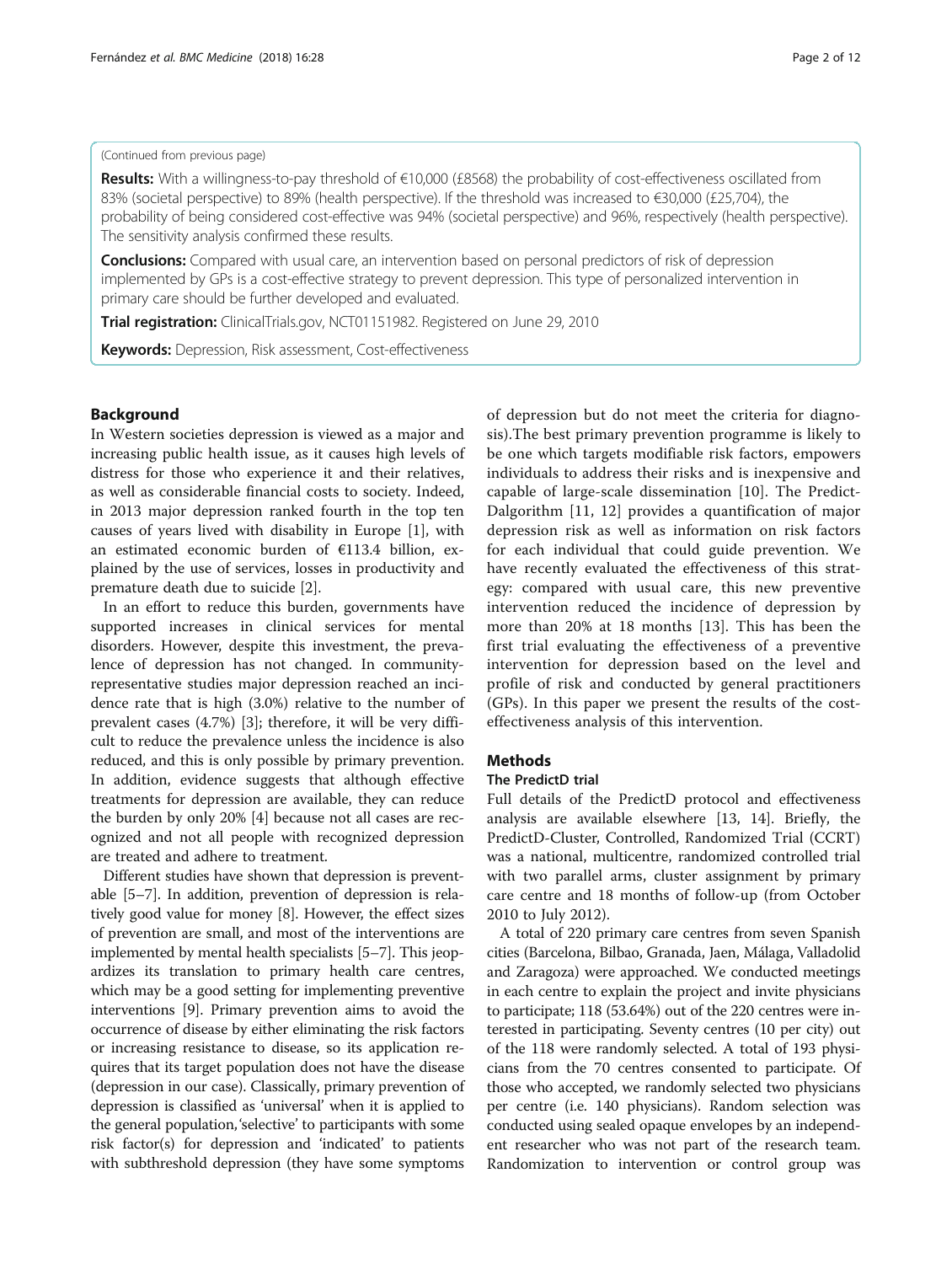(Continued from previous page)

**Results:** With a willingness-to-pay threshold of €10,000 (£8568) the probability of cost-effectiveness oscillated from 83% (societal perspective) to 89% (health perspective). If the threshold was increased to €30,000 (£25,704), the probability of being considered cost-effective was 94% (societal perspective) and 96%, respectively (health perspective). The sensitivity analysis confirmed these results.

**Conclusions:** Compared with usual care, an intervention based on personal predictors of risk of depression implemented by GPs is a cost-effective strategy to prevent depression. This type of personalized intervention in primary care should be further developed and evaluated.

**Trial registration:** ClinicalTrials.gov, NCT01151982. Registered on June 29, 2010

**Keywords:** Depression, Risk assessment, Cost-effectiveness

## Background

In Western societies depression is viewed as a major and increasing public health issue, as it causes high levels of distress for those who experience it and their relatives, as well as considerable financial costs to society. Indeed, in 2013 major depression ranked fourth in the top ten causes of years lived with disability in Europe [1], with an estimated economic burden of €113.4 billion, explained by the use of services, losses in productivity and premature death due to suicide [2].

In an effort to reduce this burden, governments have supported increases in clinical services for mental disorders. However, despite this investment, the prevalence of depression has not changed. In community-representative studies major depression reached an incidence rate that is high (3.0%) relative to the number of prevalent cases (4.7%) [3]; therefore, it will be very difficult to reduce the prevalence unless the incidence is also reduced, and this is only possible by primary prevention. In addition, evidence suggests that although effective treatments for depression are available, they can reduce the burden by only 20% [4] because not all cases are recognized and not all people with recognized depression are treated and adhere to treatment.

Different studies have shown that depression is preventable [5–7]. In addition, prevention of depression is relatively good value for money [8]. However, the effect sizes of prevention are small, and most of the interventions are implemented by mental health specialists [5–7]. This jeopardizes its translation to primary health care centres, which may be a good setting for implementing preventive interventions [9]. Primary prevention aims to avoid the occurrence of disease by either eliminating the risk factors or increasing resistance to disease, so its application requires that its target population does not have the disease (depression in our case). Classically, primary prevention of depression is classified as 'universal' when it is applied to the general population, 'selective' to participants with some risk factor(s) for depression and 'indicated' to patients with subthreshold depression (they have some symptoms of depression but do not meet the criteria for diagnosis).The best primary prevention programme is likely to be one which targets modifiable risk factors, empowers individuals to address their risks and is inexpensive and capable of large-scale dissemination [10]. The Predict-Dalgorithm [11, 12] provides a quantification of major depression risk as well as information on risk factors for each individual that could guide prevention. We have recently evaluated the effectiveness of this strategy: compared with usual care, this new preventive intervention reduced the incidence of depression by more than 20% at 18 months [13]. This has been the first trial evaluating the effectiveness of a preventive intervention for depression based on the level and profile of risk and conducted by general practitioners (GPs). In this paper we present the results of the cost-effectiveness analysis of this intervention.

## Methods

### The PredictD trial

Full details of the PredictD protocol and effectiveness analysis are available elsewhere [13, 14]. Briefly, the PredictD-Cluster, Controlled, Randomized Trial (CCRT) was a national, multicentre, randomized controlled trial with two parallel arms, cluster assignment by primary care centre and 18 months of follow-up (from October 2010 to July 2012).

A total of 220 primary care centres from seven Spanish cities (Barcelona, Bilbao, Granada, Jaen, Málaga, Valladolid and Zaragoza) were approached. We conducted meetings in each centre to explain the project and invite physicians to participate; 118 (53.64%) out of the 220 centres were interested in participating. Seventy centres (10 per city) out of the 118 were randomly selected. A total of 193 physicians from the 70 centres consented to participate. Of those who accepted, we randomly selected two physicians per centre (i.e. 140 physicians). Random selection was conducted using sealed opaque envelopes by an independent researcher who was not part of the research team. Randomization to intervention or control group was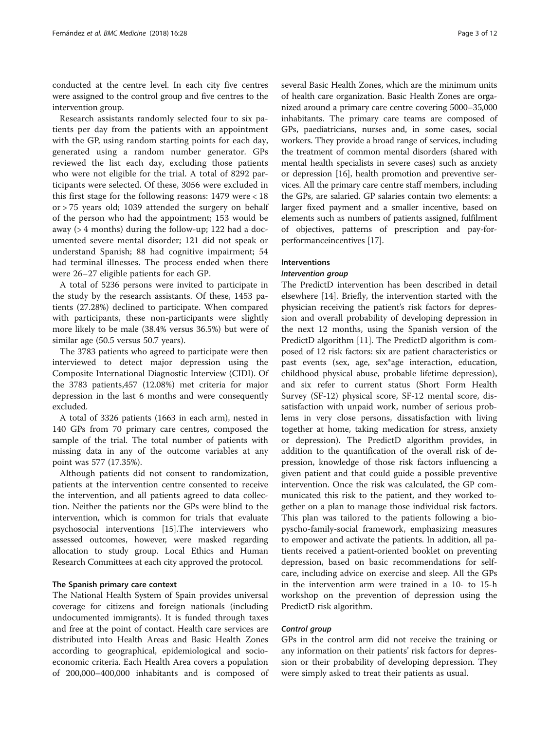conducted at the centre level. In each city five centres were assigned to the control group and five centres to the intervention group.

Research assistants randomly selected four to six patients per day from the patients with an appointment with the GP, using random starting points for each day, generated using a random number generator. GPs reviewed the list each day, excluding those patients who were not eligible for the trial. A total of 8292 participants were selected. Of these, 3056 were excluded in this first stage for the following reasons: 1479 were < 18 or > 75 years old; 1039 attended the surgery on behalf of the person who had the appointment; 153 would be away (> 4 months) during the follow-up; 122 had a documented severe mental disorder; 121 did not speak or understand Spanish; 88 had cognitive impairment; 54 had terminal illnesses. The process ended when there were 26–27 eligible patients for each GP.

A total of 5236 persons were invited to participate in the study by the research assistants. Of these, 1453 patients (27.28%) declined to participate. When compared with participants, these non-participants were slightly more likely to be male (38.4% versus 36.5%) but were of similar age (50.5 versus 50.7 years).

The 3783 patients who agreed to participate were then interviewed to detect major depression using the Composite International Diagnostic Interview (CIDI). Of the 3783 patients,457 (12.08%) met criteria for major depression in the last 6 months and were consequently excluded.

A total of 3326 patients (1663 in each arm), nested in 140 GPs from 70 primary care centres, composed the sample of the trial. The total number of patients with missing data in any of the outcome variables at any point was 577 (17.35%).

Although patients did not consent to randomization, patients at the intervention centre consented to receive the intervention, and all patients agreed to data collection. Neither the patients nor the GPs were blind to the intervention, which is common for trials that evaluate psychosocial interventions [15].The interviewers who assessed outcomes, however, were masked regarding allocation to study group. Local Ethics and Human Research Committees at each city approved the protocol.

## The Spanish primary care context

The National Health System of Spain provides universal coverage for citizens and foreign nationals (including undocumented immigrants). It is funded through taxes and free at the point of contact. Health care services are distributed into Health Areas and Basic Health Zones according to geographical, epidemiological and socioeconomic criteria. Each Health Area covers a population of 200,000–400,000 inhabitants and is composed of several Basic Health Zones, which are the minimum units of health care organization. Basic Health Zones are organized around a primary care centre covering 5000–35,000 inhabitants. The primary care teams are composed of GPs, paediatricians, nurses and, in some cases, social workers. They provide a broad range of services, including the treatment of common mental disorders (shared with mental health specialists in severe cases) such as anxiety or depression [16], health promotion and preventive services. All the primary care centre staff members, including the GPs, are salaried. GP salaries contain two elements: a larger fixed payment and a smaller incentive, based on elements such as numbers of patients assigned, fulfilment of objectives, patterns of prescription and pay-for-performanceincentives [17].

## Interventions

### *Intervention group*

The PredictD intervention has been described in detail elsewhere [14]. Briefly, the intervention started with the physician receiving the patient's risk factors for depression and overall probability of developing depression in the next 12 months, using the Spanish version of the PredictD algorithm [11]. The PredictD algorithm is composed of 12 risk factors: six are patient characteristics or past events (sex, age, sex*age interaction, education, childhood physical abuse, probable lifetime depression), and six refer to current status (Short Form Health Survey (SF-12) physical score, SF-12 mental score, dissatisfaction with unpaid work, number of serious problems in very close persons, dissatisfaction with living together at home, taking medication for stress, anxiety or depression). The PredictD algorithm provides, in addition to the quantification of the overall risk of depression, knowledge of those risk factors influencing a given patient and that could guide a possible preventive intervention. Once the risk was calculated, the GP communicated this risk to the patient, and they worked together on a plan to manage those individual risk factors. This plan was tailored to the patients following a bio-pyscho-family-social framework, emphasizing measures to empower and activate the patients. In addition, all patients received a patient-oriented booklet on preventing depression, based on basic recommendations for self-care, including advice on exercise and sleep. All the GPs in the intervention arm were trained in a 10- to 15-h workshop on the prevention of depression using the PredictD risk algorithm.

### *Control group*

GPs in the control arm did not receive the training or any information on their patients' risk factors for depression or their probability of developing depression. They were simply asked to treat their patients as usual.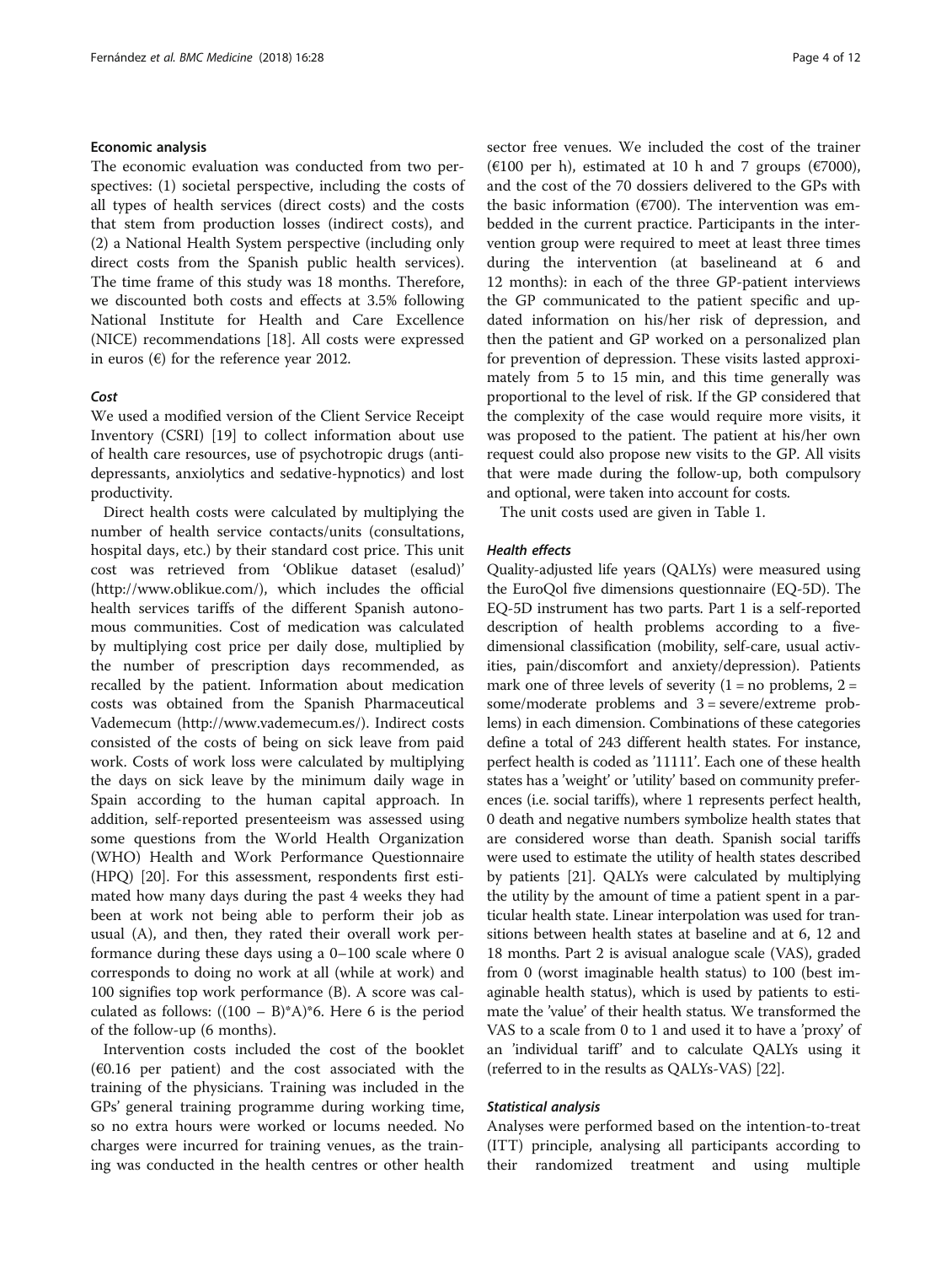### Economic analysis

The economic evaluation was conducted from two perspectives: (1) societal perspective, including the costs of all types of health services (direct costs) and the costs that stem from production losses (indirect costs), and (2) a National Health System perspective (including only direct costs from the Spanish public health services). The time frame of this study was 18 months. Therefore, we discounted both costs and effects at 3.5% following National Institute for Health and Care Excellence (NICE) recommendations [18]. All costs were expressed in euros (€) for the reference year 2012.

#### *Cost*

We used a modified version of the Client Service Receipt Inventory (CSRI) [19] to collect information about use of health care resources, use of psychotropic drugs (antidepressants, anxiolytics and sedative-hypnotics) and lost productivity.

Direct health costs were calculated by multiplying the number of health service contacts/units (consultations, hospital days, etc.) by their standard cost price. This unit cost was retrieved from 'Oblikue dataset (esalud)' (http://www.oblikue.com/), which includes the official health services tariffs of the different Spanish autonomous communities. Cost of medication was calculated by multiplying cost price per daily dose, multiplied by the number of prescription days recommended, as recalled by the patient. Information about medication costs was obtained from the Spanish Pharmaceutical Vademecum (http://www.vademecum.es/). Indirect costs consisted of the costs of being on sick leave from paid work. Costs of work loss were calculated by multiplying the days on sick leave by the minimum daily wage in Spain according to the human capital approach. In addition, self-reported presenteeism was assessed using some questions from the World Health Organization (WHO) Health and Work Performance Questionnaire (HPQ) [20]. For this assessment, respondents first estimated how many days during the past 4 weeks they had been at work not being able to perform their job as usual (A), and then, they rated their overall work performance during these days using a 0–100 scale where 0 corresponds to doing no work at all (while at work) and 100 signifies top work performance (B). A score was calculated as follows: $((100 - B)*A)*6$. Here 6 is the period of the follow-up (6 months).

Intervention costs included the cost of the booklet (€0.16 per patient) and the cost associated with the training of the physicians. Training was included in the GPs' general training programme during working time, so no extra hours were worked or locums needed. No charges were incurred for training venues, as the training was conducted in the health centres or other health sector free venues. We included the cost of the trainer (€100 per h), estimated at 10 h and 7 groups (€7000), and the cost of the 70 dossiers delivered to the GPs with the basic information (€700). The intervention was embedded in the current practice. Participants in the intervention group were required to meet at least three times during the intervention (at baselineand at 6 and 12 months): in each of the three GP-patient interviews the GP communicated to the patient specific and updated information on his/her risk of depression, and then the patient and GP worked on a personalized plan for prevention of depression. These visits lasted approximately from 5 to 15 min, and this time generally was proportional to the level of risk. If the GP considered that the complexity of the case would require more visits, it was proposed to the patient. The patient at his/her own request could also propose new visits to the GP. All visits that were made during the follow-up, both compulsory and optional, were taken into account for costs.

The unit costs used are given in Table 1.

#### *Health effects*

Quality-adjusted life years (QALYs) were measured using the EuroQol five dimensions questionnaire (EQ-5D). The EQ-5D instrument has two parts. Part 1 is a self-reported description of health problems according to a five-dimensional classification (mobility, self-care, usual activities, pain/discomfort and anxiety/depression). Patients mark one of three levels of severity (1 = no problems, 2 = some/moderate problems and 3 = severe/extreme problems) in each dimension. Combinations of these categories define a total of 243 different health states. For instance, perfect health is coded as '11111'. Each one of these health states has a 'weight' or 'utility' based on community preferences (i.e. social tariffs), where 1 represents perfect health, 0 death and negative numbers symbolize health states that are considered worse than death. Spanish social tariffs were used to estimate the utility of health states described by patients [21]. QALYs were calculated by multiplying the utility by the amount of time a patient spent in a particular health state. Linear interpolation was used for transitions between health states at baseline and at 6, 12 and 18 months. Part 2 is avisual analogue scale (VAS), graded from 0 (worst imaginable health status) to 100 (best imaginable health status), which is used by patients to estimate the 'value' of their health status. We transformed the VAS to a scale from 0 to 1 and used it to have a 'proxy' of an 'individual tariff' and to calculate QALYs using it (referred to in the results as QALYs-VAS) [22].

#### *Statistical analysis*

Analyses were performed based on the intention-to-treat (ITT) principle, analysing all participants according to their randomized treatment and using multiple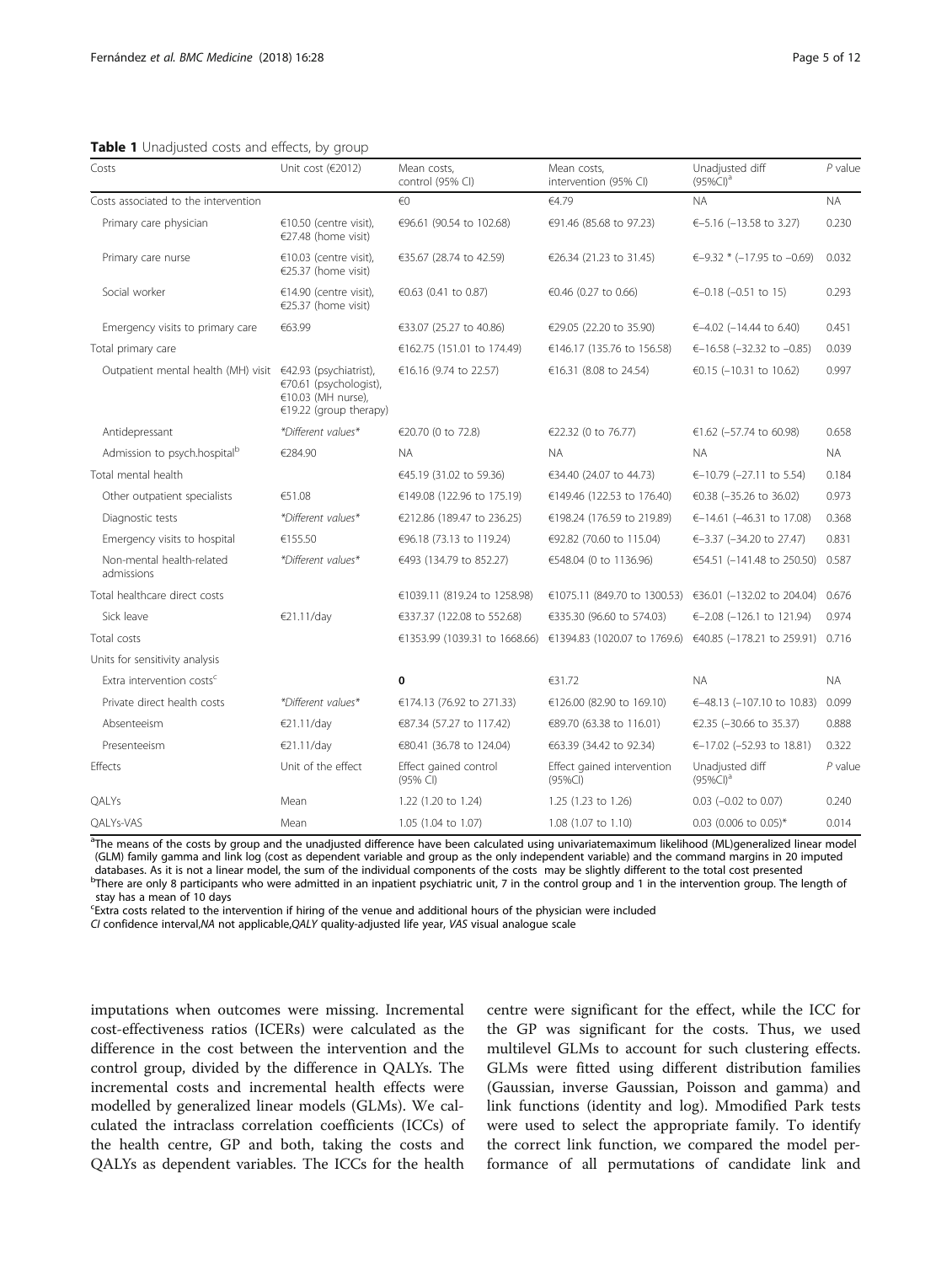**Table 1** Unadjusted costs and effects, by group

| Costs | Unit cost (€2012) | Mean costs, control (95% CI) | Mean costs, intervention (95% CI) | Unadjusted diff (95%CI)[a] | *P* value |
|---|---|---|---|---|---|
| Costs associated to the intervention | | €0 | €4.79 | NA | NA |
| Primary care physician | €10.50 (centre visit), €27.48 (home visit) | €96.61 (90.54 to 102.68) | €91.46 (85.68 to 97.23) | €–5.16 (–13.58 to 3.27) | 0.230 |
| Primary care nurse | €10.03 (centre visit), €25.37 (home visit) | €35.67 (28.74 to 42.59) | €26.34 (21.23 to 31.45) | €–9.32 * (–17.95 to –0.69) | 0.032 |
| Social worker | €14.90 (centre visit), €25.37 (home visit) | €0.63 (0.41 to 0.87) | €0.46 (0.27 to 0.66) | €–0.18 (–0.51 to 15) | 0.293 |
| Emergency visits to primary care | €63.99 | €33.07 (25.27 to 40.86) | €29.05 (22.20 to 35.90) | €–4.02 (–14.44 to 6.40) | 0.451 |
| Total primary care | | €162.75 (151.01 to 174.49) | €146.17 (135.76 to 156.58) | €–16.58 (–32.32 to –0.85) | 0.039 |
| Outpatient mental health (MH) visit | €42.93 (psychiatrist), €70.61 (psychologist), €10.03 (MH nurse), €19.22 (group therapy) | €16.16 (9.74 to 22.57) | €16.31 (8.08 to 24.54) | €0.15 (–10.31 to 10.62) | 0.997 |
| Antidepressant | *Different values* | €20.70 (0 to 72.8) | €22.32 (0 to 76.77) | €1.62 (–57.74 to 60.98) | 0.658 |
| Admission to psych.hospital[b] | €284.90 | NA | NA | NA | NA |
| Total mental health | | €45.19 (31.02 to 59.36) | €34.40 (24.07 to 44.73) | €–10.79 (–27.11 to 5.54) | 0.184 |
| Other outpatient specialists | €51.08 | €149.08 (122.96 to 175.19) | €149.46 (122.53 to 176.40) | €0.38 (–35.26 to 36.02) | 0.973 |
| Diagnostic tests | *Different values* | €212.86 (189.47 to 236.25) | €198.24 (176.59 to 219.89) | €–14.61 (–46.31 to 17.08) | 0.368 |
| Emergency visits to hospital | €155.50 | €96.18 (73.13 to 119.24) | €92.82 (70.60 to 115.04) | €–3.37 (–34.20 to 27.47) | 0.831 |
| Non-mental health-related admissions | *Different values* | €493 (134.79 to 852.27) | €548.04 (0 to 1136.96) | €54.51 (–141.48 to 250.50) | 0.587 |
| Total healthcare direct costs | | €1039.11 (819.24 to 1258.98) | €1075.11 (849.70 to 1300.53) | €36.01 (–132.02 to 204.04) | 0.676 |
| Sick leave | €21.11/day | €337.37 (122.08 to 552.68) | €335.30 (96.60 to 574.03) | €–2.08 (–126.1 to 121.94) | 0.974 |
| Total costs | | €1353.99 (1039.31 to 1668.66) | €1394.83 (1020.07 to 1769.6) | €40.85 (–178.21 to 259.91) | 0.716 |
| Units for sensitivity analysis | | | | | |
| Extra intervention costs[c] | | **0** | €31.72 | NA | NA |
| Private direct health costs | *Different values* | €174.13 (76.92 to 271.33) | €126.00 (82.90 to 169.10) | €–48.13 (–107.10 to 10.83) | 0.099 |
| Absenteeism | €21.11/day | €87.34 (57.27 to 117.42) | €89.70 (63.38 to 116.01) | €2.35 (–30.66 to 35.37) | 0.888 |
| Presenteeism | €21.11/day | €80.41 (36.78 to 124.04) | €63.39 (34.42 to 92.34) | €–17.02 (–52.93 to 18.81) | 0.322 |
| Effects | Unit of the effect | Effect gained control (95% CI) | Effect gained intervention (95%CI) | Unadjusted diff (95%CI)[a] | *P* value |
| QALYs | Mean | 1.22 (1.20 to 1.24) | 1.25 (1.23 to 1.26) | 0.03 (–0.02 to 0.07) | 0.240 |
| QALYs-VAS | Mean | 1.05 (1.04 to 1.07) | 1.08 (1.07 to 1.10) | 0.03 (0.006 to 0.05)* | 0.014 |

[a]The means of the costs by group and the unadjusted difference have been calculated using univariatemaximum likelihood (ML)generalized linear model (GLM) family gamma and link log (cost as dependent variable and group as the only independent variable) and the command margins in 20 imputed databases. As it is not a linear model, the sum of the individual components of the costs may be slightly different to the total cost presented
[b]There are only 8 participants who were admitted in an inpatient psychiatric unit, 7 in the control group and 1 in the intervention group. The length of stay has a mean of 10 days
[c]Extra costs related to the intervention if hiring of the venue and additional hours of the physician were included
*CI* confidence interval,*NA* not applicable,*QALY* quality-adjusted life year, *VAS* visual analogue scale

imputations when outcomes were missing. Incremental cost-effectiveness ratios (ICERs) were calculated as the difference in the cost between the intervention and the control group, divided by the difference in QALYs. The incremental costs and incremental health effects were modelled by generalized linear models (GLMs). We calculated the intraclass correlation coefficients (ICCs) of the health centre, GP and both, taking the costs and QALYs as dependent variables. The ICCs for the health centre were significant for the effect, while the ICC for the GP was significant for the costs. Thus, we used multilevel GLMs to account for such clustering effects. GLMs were fitted using different distribution families (Gaussian, inverse Gaussian, Poisson and gamma) and link functions (identity and log). Mmodified Park tests were used to select the appropriate family. To identify the correct link function, we compared the model performance of all permutations of candidate link and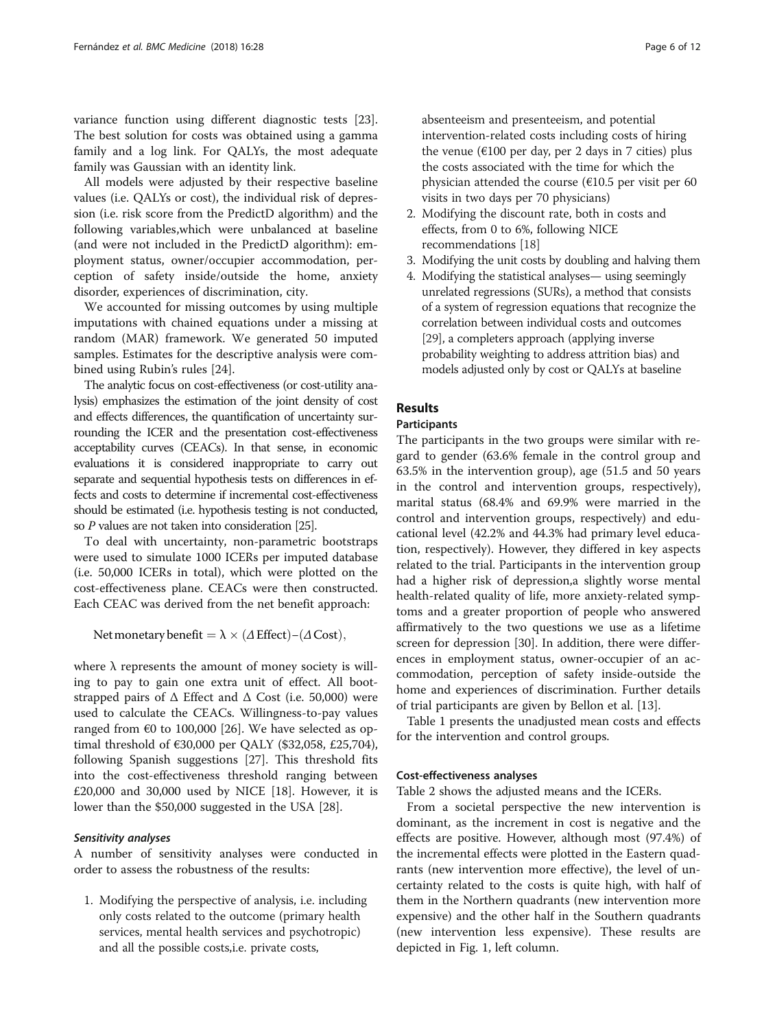variance function using different diagnostic tests [23]. The best solution for costs was obtained using a gamma family and a log link. For QALYs, the most adequate family was Gaussian with an identity link.

All models were adjusted by their respective baseline values (i.e. QALYs or cost), the individual risk of depression (i.e. risk score from the PredictD algorithm) and the following variables,which were unbalanced at baseline (and were not included in the PredictD algorithm): employment status, owner/occupier accommodation, perception of safety inside/outside the home, anxiety disorder, experiences of discrimination, city.

We accounted for missing outcomes by using multiple imputations with chained equations under a missing at random (MAR) framework. We generated 50 imputed samples. Estimates for the descriptive analysis were combined using Rubin's rules [24].

The analytic focus on cost-effectiveness (or cost-utility analysis) emphasizes the estimation of the joint density of cost and effects differences, the quantification of uncertainty surrounding the ICER and the presentation cost-effectiveness acceptability curves (CEACs). In that sense, in economic evaluations it is considered inappropriate to carry out separate and sequential hypothesis tests on differences in effects and costs to determine if incremental cost-effectiveness should be estimated (i.e. hypothesis testing is not conducted, so *P* values are not taken into consideration [25].

To deal with uncertainty, non-parametric bootstraps were used to simulate 1000 ICERs per imputed database (i.e. 50,000 ICERs in total), which were plotted on the cost-effectiveness plane. CEACs were then constructed. Each CEAC was derived from the net benefit approach:

$$\text{Net monetary benefit} = \lambda \times (\Delta\,\text{Effect}) - (\Delta\,\text{Cost}),$$

where $\lambda$ represents the amount of money society is willing to pay to gain one extra unit of effect. All bootstrapped pairs of $\Delta$ Effect and $\Delta$ Cost (i.e. 50,000) were used to calculate the CEACs. Willingness-to-pay values ranged from €0 to 100,000 [26]. We have selected as optimal threshold of €30,000 per QALY ($32,058, £25,704), following Spanish suggestions [27]. This threshold fits into the cost-effectiveness threshold ranging between £20,000 and 30,000 used by NICE [18]. However, it is lower than the $50,000 suggested in the USA [28].

#### Sensitivity analyses

A number of sensitivity analyses were conducted in order to assess the robustness of the results:

1. Modifying the perspective of analysis, i.e. including only costs related to the outcome (primary health services, mental health services and psychotropic) and all the possible costs,i.e. private costs, absenteeism and presenteeism, and potential intervention-related costs including costs of hiring the venue (€100 per day, per 2 days in 7 cities) plus the costs associated with the time for which the physician attended the course (€10.5 per visit per 60 visits in two days per 70 physicians)
2. Modifying the discount rate, both in costs and effects, from 0 to 6%, following NICE recommendations [18]
3. Modifying the unit costs by doubling and halving them
4. Modifying the statistical analyses— using seemingly unrelated regressions (SURs), a method that consists of a system of regression equations that recognize the correlation between individual costs and outcomes [29], a completers approach (applying inverse probability weighting to address attrition bias) and models adjusted only by cost or QALYs at baseline

## Results

### Participants

The participants in the two groups were similar with regard to gender (63.6% female in the control group and 63.5% in the intervention group), age (51.5 and 50 years in the control and intervention groups, respectively), marital status (68.4% and 69.9% were married in the control and intervention groups, respectively) and educational level (42.2% and 44.3% had primary level education, respectively). However, they differed in key aspects related to the trial. Participants in the intervention group had a higher risk of depression,a slightly worse mental health-related quality of life, more anxiety-related symptoms and a greater proportion of people who answered affirmatively to the two questions we use as a lifetime screen for depression [30]. In addition, there were differences in employment status, owner-occupier of an accommodation, perception of safety inside-outside the home and experiences of discrimination. Further details of trial participants are given by Bellon et al. [13].

Table 1 presents the unadjusted mean costs and effects for the intervention and control groups.

### Cost-effectiveness analyses

Table 2 shows the adjusted means and the ICERs.

From a societal perspective the new intervention is dominant, as the increment in cost is negative and the effects are positive. However, although most (97.4%) of the incremental effects were plotted in the Eastern quadrants (new intervention more effective), the level of uncertainty related to the costs is quite high, with half of them in the Northern quadrants (new intervention more expensive) and the other half in the Southern quadrants (new intervention less expensive). These results are depicted in Fig. 1, left column.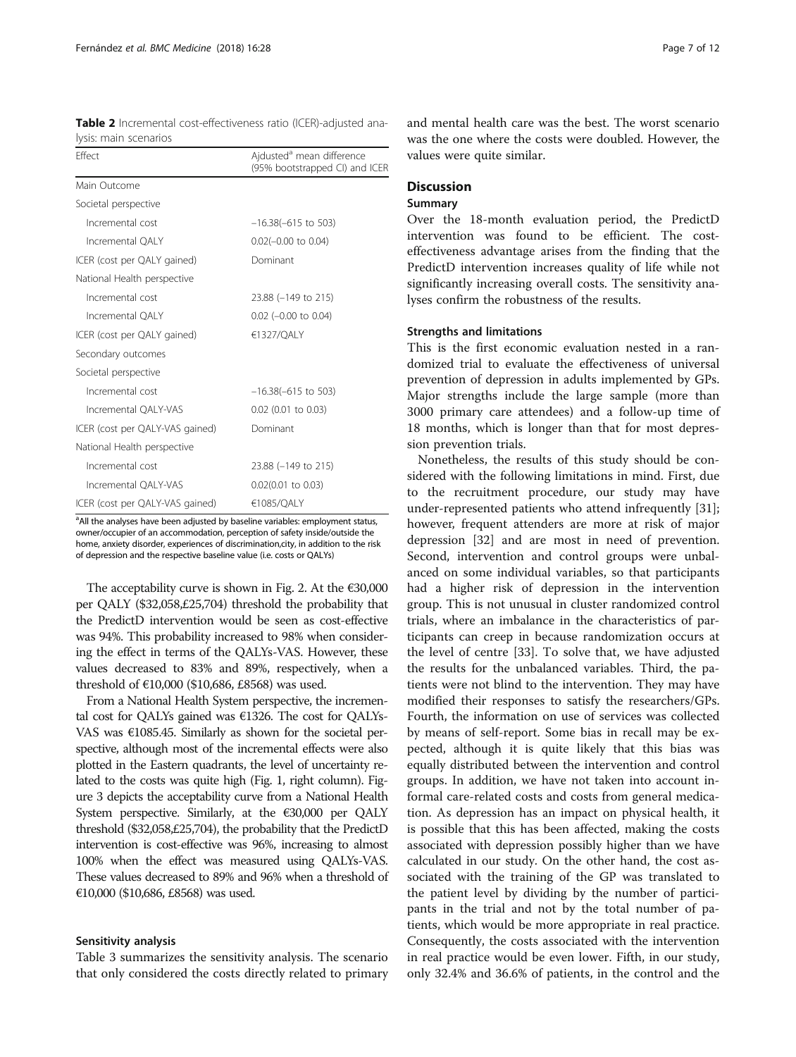**Table 2** Incremental cost-effectiveness ratio (ICER)-adjusted analysis: main scenarios

| Effect | Ajdusted[a] mean difference (95% bootstrapped CI) and ICER |
|---|---|
| Main Outcome | |
| Societal perspective | |
| Incremental cost | −16.38(−615 to 503) |
| Incremental QALY | 0.02(−0.00 to 0.04) |
| ICER (cost per QALY gained) | Dominant |
| National Health perspective | |
| Incremental cost | 23.88 (−149 to 215) |
| Incremental QALY | 0.02 (−0.00 to 0.04) |
| ICER (cost per QALY gained) | €1327/QALY |
| Secondary outcomes | |
| Societal perspective | |
| Incremental cost | −16.38(−615 to 503) |
| Incremental QALY-VAS | 0.02 (0.01 to 0.03) |
| ICER (cost per QALY-VAS gained) | Dominant |
| National Health perspective | |
| Incremental cost | 23.88 (−149 to 215) |
| Incremental QALY-VAS | 0.02(0.01 to 0.03) |
| ICER (cost per QALY-VAS gained) | €1085/QALY |

[a]All the analyses have been adjusted by baseline variables: employment status, owner/occupier of an accommodation, perception of safety inside/outside the home, anxiety disorder, experiences of discrimination,city, in addition to the risk of depression and the respective baseline value (i.e. costs or QALYs)

The acceptability curve is shown in Fig. 2. At the €30,000 per QALY ($32,058,£25,704) threshold the probability that the PredictD intervention would be seen as cost-effective was 94%. This probability increased to 98% when considering the effect in terms of the QALYs-VAS. However, these values decreased to 83% and 89%, respectively, when a threshold of €10,000 ($10,686, £8568) was used.

From a National Health System perspective, the incremental cost for QALYs gained was €1326. The cost for QALYs-VAS was €1085.45. Similarly as shown for the societal perspective, although most of the incremental effects were also plotted in the Eastern quadrants, the level of uncertainty related to the costs was quite high (Fig. 1, right column). Figure 3 depicts the acceptability curve from a National Health System perspective. Similarly, at the €30,000 per QALY threshold ($32,058,£25,704), the probability that the PredictD intervention is cost-effective was 96%, increasing to almost 100% when the effect was measured using QALYs-VAS. These values decreased to 89% and 96% when a threshold of €10,000 ($10,686, £8568) was used.

### Sensitivity analysis

Table 3 summarizes the sensitivity analysis. The scenario that only considered the costs directly related to primary and mental health care was the best. The worst scenario was the one where the costs were doubled. However, the values were quite similar.

## Discussion

### Summary

Over the 18-month evaluation period, the PredictD intervention was found to be efficient. The cost-effectiveness advantage arises from the finding that the PredictD intervention increases quality of life while not significantly increasing overall costs. The sensitivity analyses confirm the robustness of the results.

### Strengths and limitations

This is the first economic evaluation nested in a randomized trial to evaluate the effectiveness of universal prevention of depression in adults implemented by GPs. Major strengths include the large sample (more than 3000 primary care attendees) and a follow-up time of 18 months, which is longer than that for most depression prevention trials.

Nonetheless, the results of this study should be considered with the following limitations in mind. First, due to the recruitment procedure, our study may have under-represented patients who attend infrequently [31]; however, frequent attenders are more at risk of major depression [32] and are most in need of prevention. Second, intervention and control groups were unbalanced on some individual variables, so that participants had a higher risk of depression in the intervention group. This is not unusual in cluster randomized control trials, where an imbalance in the characteristics of participants can creep in because randomization occurs at the level of centre [33]. To solve that, we have adjusted the results for the unbalanced variables. Third, the patients were not blind to the intervention. They may have modified their responses to satisfy the researchers/GPs. Fourth, the information on use of services was collected by means of self-report. Some bias in recall may be expected, although it is quite likely that this bias was equally distributed between the intervention and control groups. In addition, we have not taken into account informal care-related costs and costs from general medication. As depression has an impact on physical health, it is possible that this has been affected, making the costs associated with depression possibly higher than we have calculated in our study. On the other hand, the cost associated with the training of the GP was translated to the patient level by dividing by the number of participants in the trial and not by the total number of patients, which would be more appropriate in real practice. Consequently, the costs associated with the intervention in real practice would be even lower. Fifth, in our study, only 32.4% and 36.6% of patients, in the control and the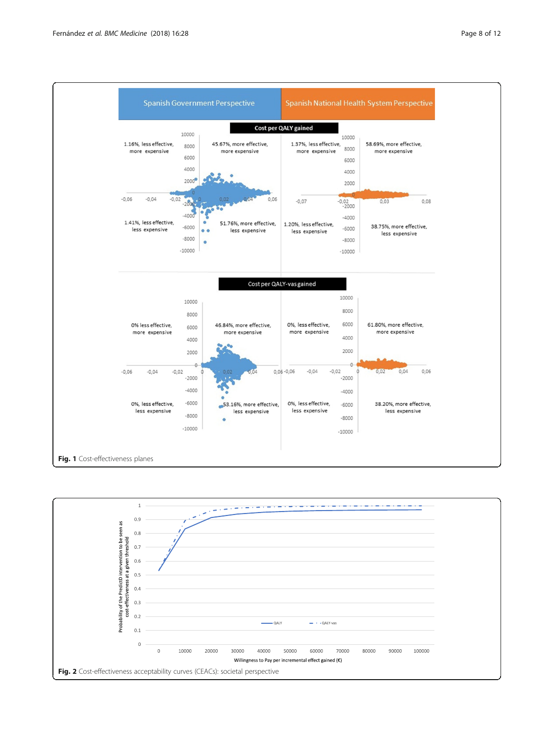Fig. 1 Cost-effectiveness planes

Fig. 2 Cost-effectiveness acceptability curves (CEACs): societal perspective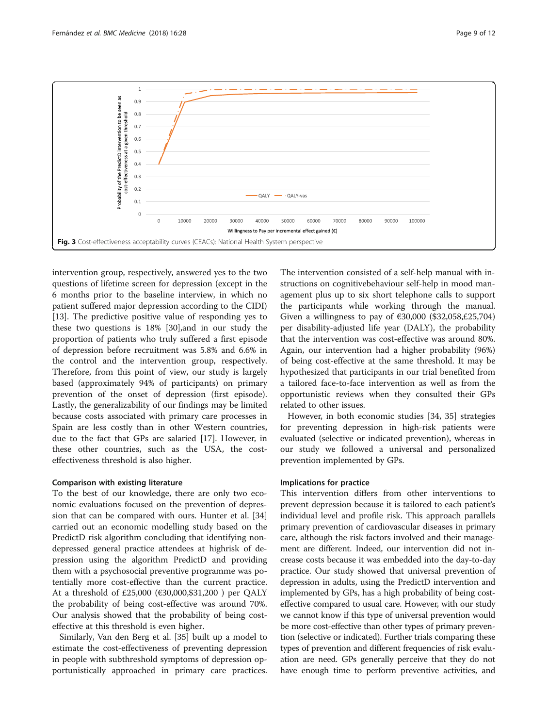Fig. 3 Cost-effectiveness acceptability curves (CEACs): National Health System perspective

intervention group, respectively, answered yes to the two questions of lifetime screen for depression (except in the 6 months prior to the baseline interview, in which no patient suffered major depression according to the CIDI) [13]. The predictive positive value of responding yes to these two questions is 18% [30],and in our study the proportion of patients who truly suffered a first episode of depression before recruitment was 5.8% and 6.6% in the control and the intervention group, respectively. Therefore, from this point of view, our study is largely based (approximately 94% of participants) on primary prevention of the onset of depression (first episode). Lastly, the generalizability of our findings may be limited because costs associated with primary care processes in Spain are less costly than in other Western countries, due to the fact that GPs are salaried [17]. However, in these other countries, such as the USA, the cost-effectiveness threshold is also higher.

### Comparison with existing literature

To the best of our knowledge, there are only two economic evaluations focused on the prevention of depression that can be compared with ours. Hunter et al. [34] carried out an economic modelling study based on the PredictD risk algorithm concluding that identifying non-depressed general practice attendees at highrisk of depression using the algorithm PredictD and providing them with a psychosocial preventive programme was potentially more cost-effective than the current practice. At a threshold of £25,000 (€30,000,$31,200 ) per QALY the probability of being cost-effective was around 70%. Our analysis showed that the probability of being cost-effective at this threshold is even higher.

Similarly, Van den Berg et al. [35] built up a model to estimate the cost-effectiveness of preventing depression in people with subthreshold symptoms of depression opportunistically approached in primary care practices. The intervention consisted of a self-help manual with instructions on cognitivebehaviour self-help in mood management plus up to six short telephone calls to support the participants while working through the manual. Given a willingness to pay of €30,000 ($32,058,£25,704) per disability-adjusted life year (DALY), the probability that the intervention was cost-effective was around 80%. Again, our intervention had a higher probability (96%) of being cost-effective at the same threshold. It may be hypothesized that participants in our trial benefited from a tailored face-to-face intervention as well as from the opportunistic reviews when they consulted their GPs related to other issues.

However, in both economic studies [34, 35] strategies for preventing depression in high-risk patients were evaluated (selective or indicated prevention), whereas in our study we followed a universal and personalized prevention implemented by GPs.

### Implications for practice

This intervention differs from other interventions to prevent depression because it is tailored to each patient's individual level and profile risk. This approach parallels primary prevention of cardiovascular diseases in primary care, although the risk factors involved and their management are different. Indeed, our intervention did not increase costs because it was embedded into the day-to-day practice. Our study showed that universal prevention of depression in adults, using the PredictD intervention and implemented by GPs, has a high probability of being cost-effective compared to usual care. However, with our study we cannot know if this type of universal prevention would be more cost-effective than other types of primary prevention (selective or indicated). Further trials comparing these types of prevention and different frequencies of risk evaluation are need. GPs generally perceive that they do not have enough time to perform preventive activities, and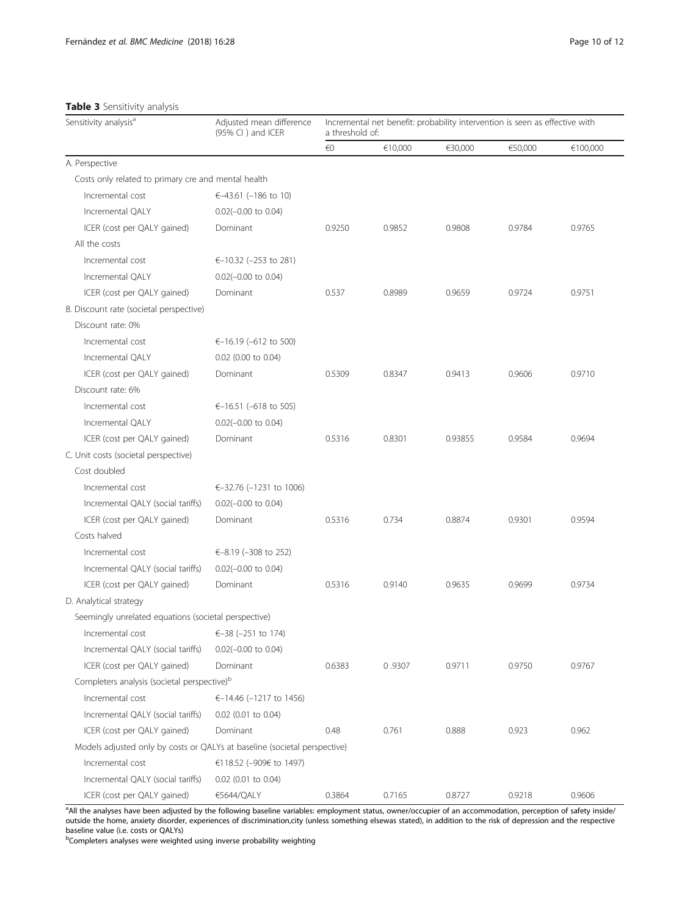**Table 3** Sensitivity analysis

| Sensitivity analysis[a] | Adjusted mean difference (95% CI ) and ICER | Incremental net benefit: probability intervention is seen as effective with a threshold of: | | | | |
|---|---|---|---|---|---|---|
| | | €0 | €10,000 | €30,000 | €50,000 | €100,000 |
| A. Perspective | | | | | | |
| Costs only related to primary cre and mental health | | | | | | |
| Incremental cost | €–43.61 (−186 to 10) | | | | | |
| Incremental QALY | 0.02(−0.00 to 0.04) | | | | | |
| ICER (cost per QALY gained) | Dominant | 0.9250 | 0.9852 | 0.9808 | 0.9784 | 0.9765 |
| All the costs | | | | | | |
| Incremental cost | €–10.32 (−253 to 281) | | | | | |
| Incremental QALY | 0.02(−0.00 to 0.04) | | | | | |
| ICER (cost per QALY gained) | Dominant | 0.537 | 0.8989 | 0.9659 | 0.9724 | 0.9751 |
| B. Discount rate (societal perspective) | | | | | | |
| Discount rate: 0% | | | | | | |
| Incremental cost | €–16.19 (−612 to 500) | | | | | |
| Incremental QALY | 0.02 (0.00 to 0.04) | | | | | |
| ICER (cost per QALY gained) | Dominant | 0.5309 | 0.8347 | 0.9413 | 0.9606 | 0.9710 |
| Discount rate: 6% | | | | | | |
| Incremental cost | €–16.51 (−618 to 505) | | | | | |
| Incremental QALY | 0.02(−0.00 to 0.04) | | | | | |
| ICER (cost per QALY gained) | Dominant | 0.5316 | 0.8301 | 0.93855 | 0.9584 | 0.9694 |
| C. Unit costs (societal perspective) | | | | | | |
| Cost doubled | | | | | | |
| Incremental cost | €–32.76 (−1231 to 1006) | | | | | |
| Incremental QALY (social tariffs) | 0.02(−0.00 to 0.04) | | | | | |
| ICER (cost per QALY gained) | Dominant | 0.5316 | 0.734 | 0.8874 | 0.9301 | 0.9594 |
| Costs halved | | | | | | |
| Incremental cost | €–8.19 (−308 to 252) | | | | | |
| Incremental QALY (social tariffs) | 0.02(−0.00 to 0.04) | | | | | |
| ICER (cost per QALY gained) | Dominant | 0.5316 | 0.9140 | 0.9635 | 0.9699 | 0.9734 |
| D. Analytical strategy | | | | | | |
| Seemingly unrelated equations (societal perspective) | | | | | | |
| Incremental cost | €–38 (−251 to 174) | | | | | |
| Incremental QALY (social tariffs) | 0.02(−0.00 to 0.04) | | | | | |
| ICER (cost per QALY gained) | Dominant | 0.6383 | 0 .9307 | 0.9711 | 0.9750 | 0.9767 |
| Completers analysis (societal perspective)[b] | | | | | | |
| Incremental cost | €–14.46 (−1217 to 1456) | | | | | |
| Incremental QALY (social tariffs) | 0.02 (0.01 to 0.04) | | | | | |
| ICER (cost per QALY gained) | Dominant | 0.48 | 0.761 | 0.888 | 0.923 | 0.962 |
| Models adjusted only by costs or QALYs at baseline (societal perspective) | | | | | | |
| Incremental cost | €118.52 (−909€ to 1497) | | | | | |
| Incremental QALY (social tariffs) | 0.02 (0.01 to 0.04) | | | | | |
| ICER (cost per QALY gained) | €5644/QALY | 0.3864 | 0.7165 | 0.8727 | 0.9218 | 0.9606 |

[a]All the analyses have been adjusted by the following baseline variables: employment status, owner/occupier of an accommodation, perception of safety inside/outside the home, anxiety disorder, experiences of discrimination,city (unless something elsewas stated), in addition to the risk of depression and the respective baseline value (i.e. costs or QALYs)

[b]Completers analyses were weighted using inverse probability weighting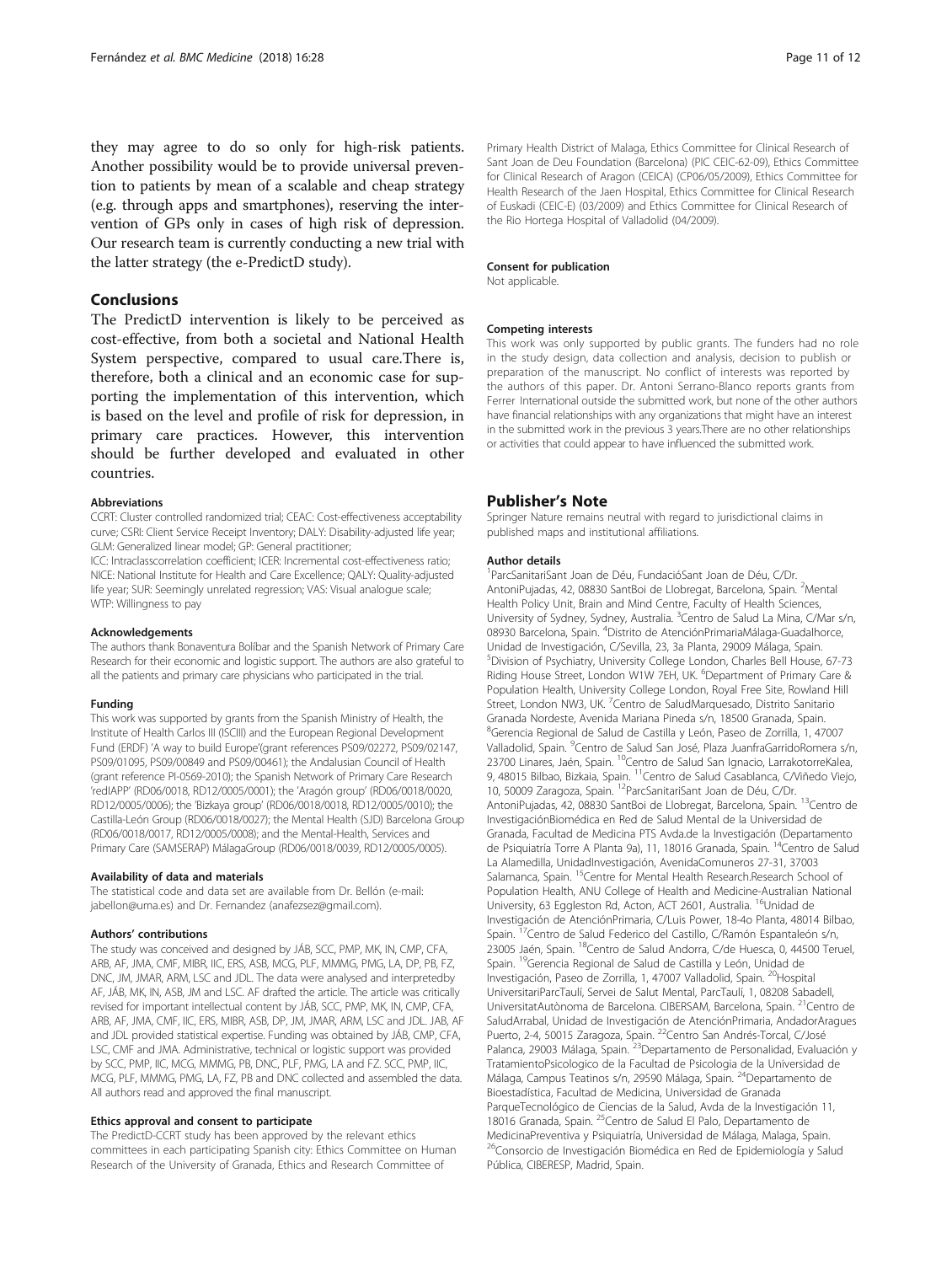they may agree to do so only for high-risk patients. Another possibility would be to provide universal prevention to patients by mean of a scalable and cheap strategy (e.g. through apps and smartphones), reserving the intervention of GPs only in cases of high risk of depression. Our research team is currently conducting a new trial with the latter strategy (the e-PredictD study).

## Conclusions

The PredictD intervention is likely to be perceived as cost-effective, from both a societal and National Health System perspective, compared to usual care.There is, therefore, both a clinical and an economic case for supporting the implementation of this intervention, which is based on the level and profile of risk for depression, in primary care practices. However, this intervention should be further developed and evaluated in other countries.

#### Abbreviations

CCRT: Cluster controlled randomized trial; CEAC: Cost-effectiveness acceptability curve; CSRI: Client Service Receipt Inventory; DALY: Disability-adjusted life year; GLM: Generalized linear model; GP: General practitioner;
ICC: Intraclasscorrelation coefficient; ICER: Incremental cost-effectiveness ratio; NICE: National Institute for Health and Care Excellence; QALY: Quality-adjusted life year; SUR: Seemingly unrelated regression; VAS: Visual analogue scale; WTP: Willingness to pay

#### Acknowledgements

The authors thank Bonaventura Bolíbar and the Spanish Network of Primary Care Research for their economic and logistic support. The authors are also grateful to all the patients and primary care physicians who participated in the trial.

#### Funding

This work was supported by grants from the Spanish Ministry of Health, the Institute of Health Carlos III (ISCIII) and the European Regional Development Fund (ERDF) 'A way to build Europe'(grant references PS09/02272, PS09/02147, PS09/01095, PS09/00849 and PS09/00461); the Andalusian Council of Health (grant reference PI-0569-2010); the Spanish Network of Primary Care Research 'redIAPP' (RD06/0018, RD12/0005/0001); the 'Aragón group' (RD06/0018/0020, RD12/0005/0006); the 'Bizkaya group' (RD06/0018/0018, RD12/0005/0010); the Castilla-León Group (RD06/0018/0027); the Mental Health (SJD) Barcelona Group (RD06/0018/0017, RD12/0005/0008); and the Mental-Health, Services and Primary Care (SAMSERAP) MálagaGroup (RD06/0018/0039, RD12/0005/0005).

#### Availability of data and materials

The statistical code and data set are available from Dr. Bellón (e-mail: jabellon@uma.es) and Dr. Fernandez (anafezsez@gmail.com).

#### Authors' contributions

The study was conceived and designed by JÁB, SCC, PMP, MK, IN, CMP, CFA, ARB, AF, JMA, CMF, MIBR, IIC, ERS, ASB, MCG, PLF, MMMG, PMG, LA, DP, PB, FZ, DNC, JM, JMAR, ARM, LSC and JDL. The data were analysed and interpretedby AF, JÁB, MK, IN, ASB, JM and LSC. AF drafted the article. The article was critically revised for important intellectual content by JÁB, SCC, PMP, MK, IN, CMP, CFA, ARB, AF, JMA, CMF, IIC, ERS, MIBR, ASB, DP, JM, JMAR, ARM, LSC and JDL. JAB, AF and JDL provided statistical expertise. Funding was obtained by JÁB, CMP, CFA, LSC, CMF and JMA. Administrative, technical or logistic support was provided by SCC, PMP, IIC, MCG, MMMG, PB, DNC, PLF, PMG, LA and FZ. SCC, PMP, IIC, MCG, PLF, MMMG, PMG, LA, FZ, PB and DNC collected and assembled the data. All authors read and approved the final manuscript.

#### Ethics approval and consent to participate

The PredictD-CCRT study has been approved by the relevant ethics committees in each participating Spanish city: Ethics Committee on Human Research of the University of Granada, Ethics and Research Committee of Primary Health District of Malaga, Ethics Committee for Clinical Research of Sant Joan de Deu Foundation (Barcelona) (PIC CEIC-62-09), Ethics Committee for Clinical Research of Aragon (CEICA) (CP06/05/2009), Ethics Committee for Health Research of the Jaen Hospital, Ethics Committee for Clinical Research of Euskadi (CEIC-E) (03/2009) and Ethics Committee for Clinical Research of the Rio Hortega Hospital of Valladolid (04/2009).

#### Consent for publication

Not applicable.

#### Competing interests

This work was only supported by public grants. The funders had no role in the study design, data collection and analysis, decision to publish or preparation of the manuscript. No conflict of interests was reported by the authors of this paper. Dr. Antoni Serrano-Blanco reports grants from Ferrer International outside the submitted work, but none of the other authors have financial relationships with any organizations that might have an interest in the submitted work in the previous 3 years.There are no other relationships or activities that could appear to have influenced the submitted work.

## Publisher's Note

Springer Nature remains neutral with regard to jurisdictional claims in published maps and institutional affiliations.

#### Author details

[1]ParcSanitariSant Joan de Déu, FundacióSant Joan de Déu, C/Dr. AntoniPujadas, 42, 08830 SantBoi de Llobregat, Barcelona, Spain. [2]Mental Health Policy Unit, Brain and Mind Centre, Faculty of Health Sciences, University of Sydney, Sydney, Australia. [3]Centro de Salud La Mina, C/Mar s/n, 08930 Barcelona, Spain. [4]Distrito de AtenciónPrimariaMálaga-Guadalhorce, Unidad de Investigación, C/Sevilla, 23, 3a Planta, 29009 Málaga, Spain. [5]Division of Psychiatry, University College London, Charles Bell House, 67-73 Riding House Street, London W1W 7EH, UK. [6]Department of Primary Care & Population Health, University College London, Royal Free Site, Rowland Hill Street, London NW3, UK. [7]Centro de SaludMarquesado, Distrito Sanitario Granada Nordeste, Avenida Mariana Pineda s/n, 18500 Granada, Spain. [8]Gerencia Regional de Salud de Castilla y León, Paseo de Zorrilla, 1, 47007 Valladolid, Spain. [9]Centro de Salud San José, Plaza JuanfraGarridoRomera s/n, 23700 Linares, Jaén, Spain. [10]Centro de Salud San Ignacio, LarrakotorreKalea, 9, 48015 Bilbao, Bizkaia, Spain. [11]Centro de Salud Casablanca, C/Viñedo Viejo, 10, 50009 Zaragoza, Spain. [12]ParcSanitariSant Joan de Déu, C/Dr. AntoniPujadas, 42, 08830 SantBoi de Llobregat, Barcelona, Spain. [13]Centro de InvestigaciónBiomédica en Red de Salud Mental de la Universidad de Granada, Facultad de Medicina PTS Avda.de la Investigación (Departamento de Psiquiatría Torre A Planta 9a), 11, 18016 Granada, Spain. [14]Centro de Salud La Alamedilla, UnidadInvestigación, AvenidaComuneros 27-31, 37003 Salamanca, Spain. [15]Centre for Mental Health Research.Research School of Population Health, ANU College of Health and Medicine-Australian National University, 63 Eggleston Rd, Acton, ACT 2601, Australia. [16]Unidad de Investigación de AtenciónPrimaria, C/Luis Power, 18-4o Planta, 48014 Bilbao, Spain. [17]Centro de Salud Federico del Castillo, C/Ramón Espantaleón s/n, 23005 Jaén, Spain. [18]Centro de Salud Andorra, C/de Huesca, 0, 44500 Teruel, Spain. [19]Gerencia Regional de Salud de Castilla y León, Unidad de Investigación, Paseo de Zorrilla, 1, 47007 Valladolid, Spain. [20]Hospital UniversitariParcTaulí, Servei de Salut Mental, ParcTaulí, 1, 08208 Sabadell, UniversitatAutònoma de Barcelona. CIBERSAM, Barcelona, Spain. [21]Centro de SaludArrabal, Unidad de Investigación de AtenciónPrimaria, AndadorAragues Puerto, 2-4, 50015 Zaragoza, Spain. [22]Centro San Andrés-Torcal, C/José Palanca, 29003 Málaga, Spain. [23]Departamento de Personalidad, Evaluación y TratamientoPsicologico de la Facultad de Psicologia de la Universidad de Málaga, Campus Teatinos s/n, 29590 Málaga, Spain. [24]Departamento de Bioestadística, Facultad de Medicina, Universidad de Granada ParqueTecnológico de Ciencias de la Salud, Avda de la Investigación 11, 18016 Granada, Spain. [25]Centro de Salud El Palo, Departamento de MedicinaPreventiva y Psiquiatría, Universidad de Málaga, Malaga, Spain. [26]Consorcio de Investigación Biomédica en Red de Epidemiología y Salud Pública, CIBERESP, Madrid, Spain.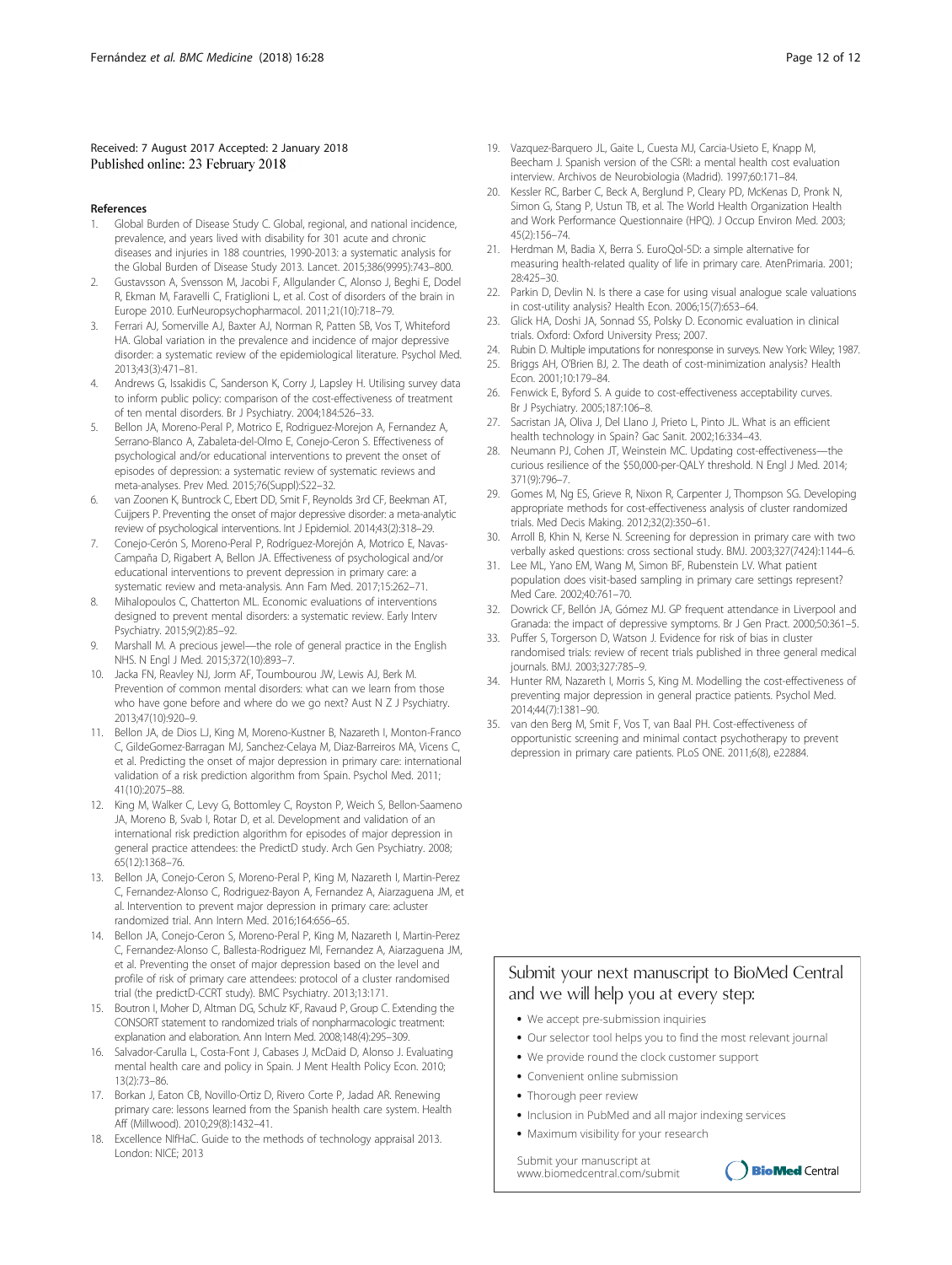Received: 7 August 2017 Accepted: 2 January 2018
Published online: 23 February 2018

#### References

1. Global Burden of Disease Study C. Global, regional, and national incidence, prevalence, and years lived with disability for 301 acute and chronic diseases and injuries in 188 countries, 1990-2013: a systematic analysis for the Global Burden of Disease Study 2013. Lancet. 2015;386(9995):743–800.
2. Gustavsson A, Svensson M, Jacobi F, Allgulander C, Alonso J, Beghi E, Dodel R, Ekman M, Faravelli C, Fratiglioni L, et al. Cost of disorders of the brain in Europe 2010. EurNeuropsychopharmacol. 2011;21(10):718–79.
3. Ferrari AJ, Somerville AJ, Baxter AJ, Norman R, Patten SB, Vos T, Whiteford HA. Global variation in the prevalence and incidence of major depressive disorder: a systematic review of the epidemiological literature. Psychol Med. 2013;43(3):471–81.
4. Andrews G, Issakidis C, Sanderson K, Corry J, Lapsley H. Utilising survey data to inform public policy: comparison of the cost-effectiveness of treatment of ten mental disorders. Br J Psychiatry. 2004;184:526–33.
5. Bellon JA, Moreno-Peral P, Motrico E, Rodriguez-Morejon A, Fernandez A, Serrano-Blanco A, Zabaleta-del-Olmo E, Conejo-Ceron S. Effectiveness of psychological and/or educational interventions to prevent the onset of episodes of depression: a systematic review of systematic reviews and meta-analyses. Prev Med. 2015;76(Suppl):S22–32.
6. van Zoonen K, Buntrock C, Ebert DD, Smit F, Reynolds 3rd CF, Beekman AT, Cuijpers P. Preventing the onset of major depressive disorder: a meta-analytic review of psychological interventions. Int J Epidemiol. 2014;43(2):318–29.
7. Conejo-Cerón S, Moreno-Peral P, Rodríguez-Morejón A, Motrico E, Navas-Campaña D, Rigabert A, Bellon JA. Effectiveness of psychological and/or educational interventions to prevent depression in primary care: a systematic review and meta-analysis. Ann Fam Med. 2017;15:262–71.
8. Mihalopoulos C, Chatterton ML. Economic evaluations of interventions designed to prevent mental disorders: a systematic review. Early Interv Psychiatry. 2015;9(2):85–92.
9. Marshall M. A precious jewel—the role of general practice in the English NHS. N Engl J Med. 2015;372(10):893–7.
10. Jacka FN, Reavley NJ, Jorm AF, Toumbourou JW, Lewis AJ, Berk M. Prevention of common mental disorders: what can we learn from those who have gone before and where do we go next? Aust N Z J Psychiatry. 2013;47(10):920–9.
11. Bellon JA, de Dios LJ, King M, Moreno-Kustner B, Nazareth I, Monton-Franco C, GildeGomez-Barragan MJ, Sanchez-Celaya M, Diaz-Barreiros MA, Vicens C, et al. Predicting the onset of major depression in primary care: international validation of a risk prediction algorithm from Spain. Psychol Med. 2011; 41(10):2075–88.
12. King M, Walker C, Levy G, Bottomley C, Royston P, Weich S, Bellon-Saameno JA, Moreno B, Svab I, Rotar D, et al. Development and validation of an international risk prediction algorithm for episodes of major depression in general practice attendees: the PredictD study. Arch Gen Psychiatry. 2008; 65(12):1368–76.
13. Bellon JA, Conejo-Ceron S, Moreno-Peral P, King M, Nazareth I, Martin-Perez C, Fernandez-Alonso C, Rodriguez-Bayon A, Fernandez A, Aiarzaguena JM, et al. Intervention to prevent major depression in primary care: acluster randomized trial. Ann Intern Med. 2016;164:656–65.
14. Bellon JA, Conejo-Ceron S, Moreno-Peral P, King M, Nazareth I, Martin-Perez C, Fernandez-Alonso C, Ballesta-Rodriguez MI, Fernandez A, Aiarzaguena JM, et al. Preventing the onset of major depression based on the level and profile of risk of primary care attendees: protocol of a cluster randomised trial (the predictD-CCRT study). BMC Psychiatry. 2013;13:171.
15. Boutron I, Moher D, Altman DG, Schulz KF, Ravaud P, Group C. Extending the CONSORT statement to randomized trials of nonpharmacologic treatment: explanation and elaboration. Ann Intern Med. 2008;148(4):295–309.
16. Salvador-Carulla L, Costa-Font J, Cabases J, McDaid D, Alonso J. Evaluating mental health care and policy in Spain. J Ment Health Policy Econ. 2010; 13(2):73–86.
17. Borkan J, Eaton CB, Novillo-Ortiz D, Rivero Corte P, Jadad AR. Renewing primary care: lessons learned from the Spanish health care system. Health Aff (Millwood). 2010;29(8):1432–41.
18. Excellence NIfHaC. Guide to the methods of technology appraisal 2013. London: NICE; 2013
19. Vazquez-Barquero JL, Gaite L, Cuesta MJ, Carcia-Usieto E, Knapp M, Beecham J. Spanish version of the CSRI: a mental health cost evaluation interview. Archivos de Neurobiologia (Madrid). 1997;60:171–84.
20. Kessler RC, Barber C, Beck A, Berglund P, Cleary PD, McKenas D, Pronk N, Simon G, Stang P, Ustun TB, et al. The World Health Organization Health and Work Performance Questionnaire (HPQ). J Occup Environ Med. 2003; 45(2):156–74.
21. Herdman M, Badia X, Berra S. EuroQol-5D: a simple alternative for measuring health-related quality of life in primary care. AtenPrimaria. 2001; 28:425–30.
22. Parkin D, Devlin N. Is there a case for using visual analogue scale valuations in cost-utility analysis? Health Econ. 2006;15(7):653–64.
23. Glick HA, Doshi JA, Sonnad SS, Polsky D. Economic evaluation in clinical trials. Oxford: Oxford University Press; 2007.
24. Rubin D. Multiple imputations for nonresponse in surveys. New York: Wiley; 1987.
25. Briggs AH, O'Brien BJ, 2. The death of cost-minimization analysis? Health Econ. 2001;10:179–84.
26. Fenwick E, Byford S. A guide to cost-effectiveness acceptability curves. Br J Psychiatry. 2005;187:106–8.
27. Sacristan JA, Oliva J, Del Llano J, Prieto L, Pinto JL. What is an efficient health technology in Spain? Gac Sanit. 2002;16:334–43.
28. Neumann PJ, Cohen JT, Weinstein MC. Updating cost-effectiveness—the curious resilience of the $50,000-per-QALY threshold. N Engl J Med. 2014; 371(9):796–7.
29. Gomes M, Ng ES, Grieve R, Nixon R, Carpenter J, Thompson SG. Developing appropriate methods for cost-effectiveness analysis of cluster randomized trials. Med Decis Making. 2012;32(2):350–61.
30. Arroll B, Khin N, Kerse N. Screening for depression in primary care with two verbally asked questions: cross sectional study. BMJ. 2003;327(7424):1144–6.
31. Lee ML, Yano EM, Wang M, Simon BF, Rubenstein LV. What patient population does visit-based sampling in primary care settings represent? Med Care. 2002;40:761–70.
32. Dowrick CF, Bellón JA, Gómez MJ. GP frequent attendance in Liverpool and Granada: the impact of depressive symptoms. Br J Gen Pract. 2000;50:361–5.
33. Puffer S, Torgerson D, Watson J. Evidence for risk of bias in cluster randomised trials: review of recent trials published in three general medical journals. BMJ. 2003;327:785–9.
34. Hunter RM, Nazareth I, Morris S, King M. Modelling the cost-effectiveness of preventing major depression in general practice patients. Psychol Med. 2014;44(7):1381–90.
35. van den Berg M, Smit F, Vos T, van Baal PH. Cost-effectiveness of opportunistic screening and minimal contact psychotherapy to prevent depression in primary care patients. PLoS ONE. 2011;6(8), e22884.

Submit your next manuscript to BioMed Central and we will help you at every step:

- We accept pre-submission inquiries
- Our selector tool helps you to find the most relevant journal
- We provide round the clock customer support
- Convenient online submission
- Thorough peer review
- Inclusion in PubMed and all major indexing services
- Maximum visibility for your research

Submit your manuscript at
www.biomedcentral.com/submit

BioMed Central